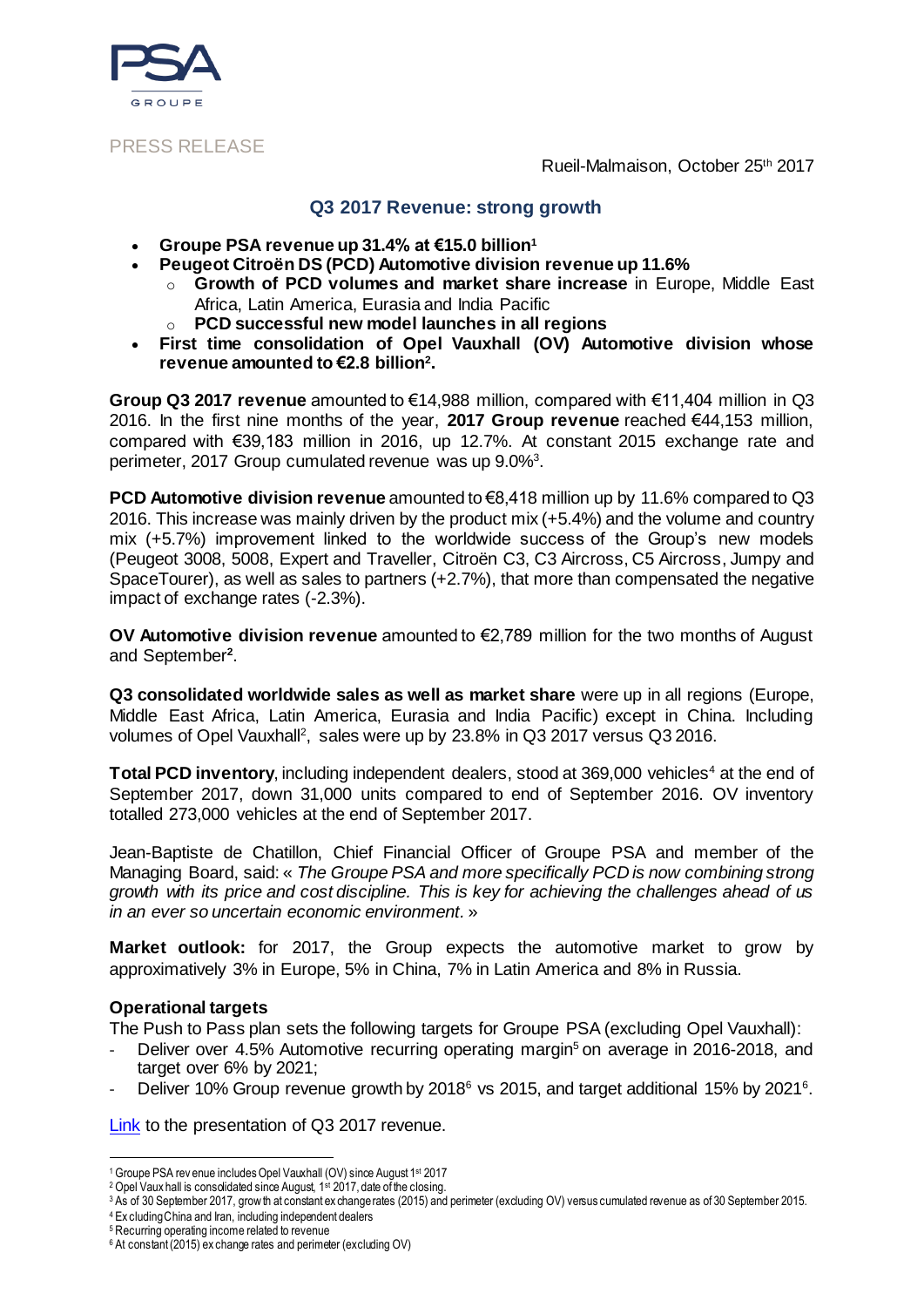PSA GROUPE

PRESS RELEASE

Rueil-Malmaison, October 25th 2017

## Q3 2017 Revenue: strong growth

- **Groupe PSA revenue up 31.4% at €15.0 billion**[1]
- **Peugeot Citroën DS (PCD) Automotive division revenue up 11.6%**
  - **Growth of PCD volumes and market share increase** in Europe, Middle East Africa, Latin America, Eurasia and India Pacific
  - **PCD successful new model launches in all regions**
- **First time consolidation of Opel Vauxhall (OV) Automotive division whose revenue amounted to €2.8 billion**[2]**.**

**Group Q3 2017 revenue** amounted to €14,988 million, compared with €11,404 million in Q3 2016. In the first nine months of the year, **2017 Group revenue** reached €44,153 million, compared with €39,183 million in 2016, up 12.7%. At constant 2015 exchange rate and perimeter, 2017 Group cumulated revenue was up 9.0%[3].

**PCD Automotive division revenue** amounted to €8,418 million up by 11.6% compared to Q3 2016. This increase was mainly driven by the product mix (+5.4%) and the volume and country mix (+5.7%) improvement linked to the worldwide success of the Group's new models (Peugeot 3008, 5008, Expert and Traveller, Citroën C3, C3 Aircross, C5 Aircross, Jumpy and SpaceTourer), as well as sales to partners (+2.7%), that more than compensated the negative impact of exchange rates (-2.3%).

**OV Automotive division revenue** amounted to €2,789 million for the two months of August and September[2].

**Q3 consolidated worldwide sales as well as market share** were up in all regions (Europe, Middle East Africa, Latin America, Eurasia and India Pacific) except in China. Including volumes of Opel Vauxhall[2], sales were up by 23.8% in Q3 2017 versus Q3 2016.

**Total PCD inventory**, including independent dealers, stood at 369,000 vehicles[4] at the end of September 2017, down 31,000 units compared to end of September 2016. OV inventory totalled 273,000 vehicles at the end of September 2017.

Jean-Baptiste de Chatillon, Chief Financial Officer of Groupe PSA and member of the Managing Board, said: « *The Groupe PSA and more specifically PCD is now combining strong growth with its price and cost discipline. This is key for achieving the challenges ahead of us in an ever so uncertain economic environment*. »

**Market outlook:** for 2017, the Group expects the automotive market to grow by approximatively 3% in Europe, 5% in China, 7% in Latin America and 8% in Russia.

### Operational targets

The Push to Pass plan sets the following targets for Groupe PSA (excluding Opel Vauxhall):

- Deliver over 4.5% Automotive recurring operating margin[5] on average in 2016-2018, and target over 6% by 2021;
- Deliver 10% Group revenue growth by 2018[6] vs 2015, and target additional 15% by 2021[6].

Link to the presentation of Q3 2017 revenue.

---

[1] Groupe PSA revenue includes Opel Vauxhall (OV) since August 1st 2017
[2] Opel Vauxhall is consolidated since August, 1st 2017, date of the closing.
[3] As of 30 September 2017, growth at constant exchange rates (2015) and perimeter (excluding OV) versus cumulated revenue as of 30 September 2015.
[4] Excluding China and Iran, including independent dealers
[5] Recurring operating income related to revenue
[6] At constant (2015) exchange rates and perimeter (excluding OV)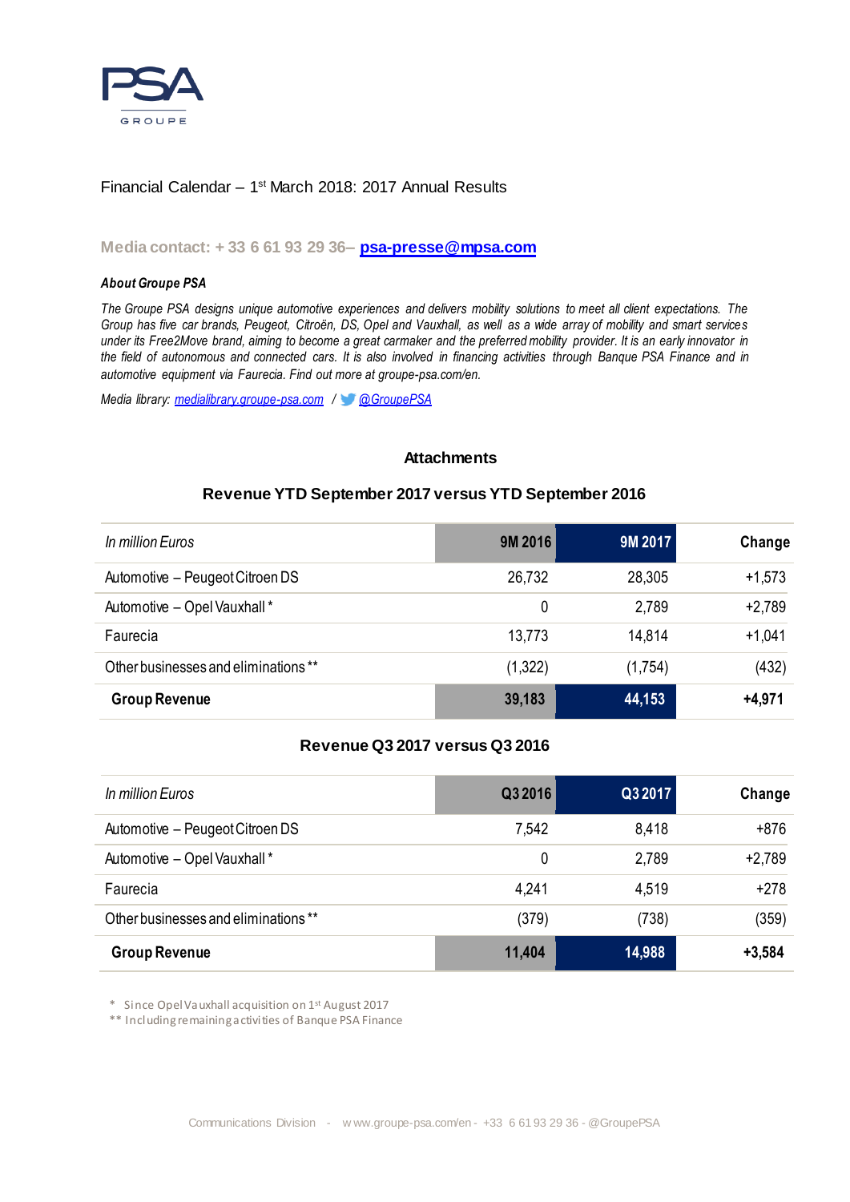Financial Calendar – 1st March 2018: 2017 Annual Results

**Media contact: + 33 6 61 93 29 36– psa-presse@mpsa.com**

***About Groupe PSA***

*The Groupe PSA designs unique automotive experiences and delivers mobility solutions to meet all client expectations. The Group has five car brands, Peugeot, Citroën, DS, Opel and Vauxhall, as well as a wide array of mobility and smart services under its Free2Move brand, aiming to become a great carmaker and the preferred mobility provider. It is an early innovator in the field of autonomous and connected cars. It is also involved in financing activities through Banque PSA Finance and in automotive equipment via Faurecia. Find out more at groupe-psa.com/en.*

*Media library: medialibrary.groupe-psa.com / @GroupePSA*

## Attachments

### Revenue YTD September 2017 versus YTD September 2016

| *In million Euros* | 9M 2016 | 9M 2017 | Change |
|---|---|---|---|
| Automotive – Peugeot Citroen DS | 26,732 | 28,305 | +1,573 |
| Automotive – Opel Vauxhall * | 0 | 2,789 | +2,789 |
| Faurecia | 13,773 | 14,814 | +1,041 |
| Other businesses and eliminations ** | (1,322) | (1,754) | (432) |
| **Group Revenue** | **39,183** | **44,153** | **+4,971** |

### Revenue Q3 2017 versus Q3 2016

| *In million Euros* | Q3 2016 | Q3 2017 | Change |
|---|---|---|---|
| Automotive – Peugeot Citroen DS | 7,542 | 8,418 | +876 |
| Automotive – Opel Vauxhall * | 0 | 2,789 | +2,789 |
| Faurecia | 4,241 | 4,519 | +278 |
| Other businesses and eliminations ** | (379) | (738) | (359) |
| **Group Revenue** | **11,404** | **14,988** | **+3,584** |

\* Since Opel Vauxhall acquisition on 1st August 2017
** Including remaining activities of Banque PSA Finance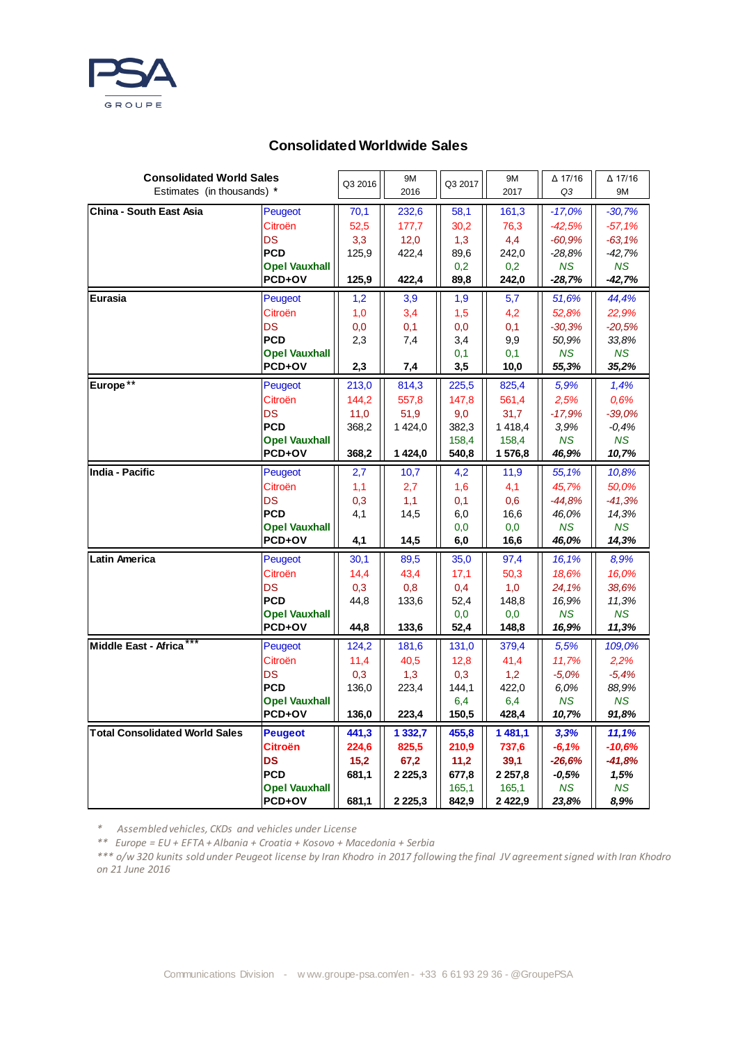PSA GROUPE

## Consolidated Worldwide Sales

| Consolidated World Sales<br>Estimates (in thousands) * | | Q3 2016 | 9M 2016 | Q3 2017 | 9M 2017 | Δ 17/16 Q3 | Δ 17/16 9M |
|---|---|---|---|---|---|---|---|
| **China - South East Asia** | Peugeot | 70,1 | 232,6 | 58,1 | 161,3 | -17,0% | -30,7% |
| | Citroën | 52,5 | 177,7 | 30,2 | 76,3 | -42,5% | -57,1% |
| | DS | 3,3 | 12,0 | 1,3 | 4,4 | -60,9% | -63,1% |
| | **PCD** | 125,9 | 422,4 | 89,6 | 242,0 | -28,8% | -42,7% |
| | **Opel Vauxhall** | | | 0,2 | 0,2 | NS | NS |
| | **PCD+OV** | **125,9** | **422,4** | **89,8** | **242,0** | **-28,7%** | **-42,7%** |
| **Eurasia** | Peugeot | 1,2 | 3,9 | 1,9 | 5,7 | 51,6% | 44,4% |
| | Citroën | 1,0 | 3,4 | 1,5 | 4,2 | 52,8% | 22,9% |
| | DS | 0,0 | 0,1 | 0,0 | 0,1 | -30,3% | -20,5% |
| | **PCD** | 2,3 | 7,4 | 3,4 | 9,9 | 50,9% | 33,8% |
| | **Opel Vauxhall** | | | 0,1 | 0,1 | NS | NS |
| | **PCD+OV** | **2,3** | **7,4** | **3,5** | **10,0** | **55,3%** | **35,2%** |
| **Europe** ** | Peugeot | 213,0 | 814,3 | 225,5 | 825,4 | 5,9% | 1,4% |
| | Citroën | 144,2 | 557,8 | 147,8 | 561,4 | 2,5% | 0,6% |
| | DS | 11,0 | 51,9 | 9,0 | 31,7 | -17,9% | -39,0% |
| | **PCD** | 368,2 | 1 424,0 | 382,3 | 1 418,4 | 3,9% | -0,4% |
| | **Opel Vauxhall** | | | 158,4 | 158,4 | NS | NS |
| | **PCD+OV** | **368,2** | **1 424,0** | **540,8** | **1 576,8** | **46,9%** | **10,7%** |
| **India - Pacific** | Peugeot | 2,7 | 10,7 | 4,2 | 11,9 | 55,1% | 10,8% |
| | Citroën | 1,1 | 2,7 | 1,6 | 4,1 | 45,7% | 50,0% |
| | DS | 0,3 | 1,1 | 0,1 | 0,6 | -44,8% | -41,3% |
| | **PCD** | 4,1 | 14,5 | 6,0 | 16,6 | 46,0% | 14,3% |
| | **Opel Vauxhall** | | | 0,0 | 0,0 | NS | NS |
| | **PCD+OV** | **4,1** | **14,5** | **6,0** | **16,6** | **46,0%** | **14,3%** |
| **Latin America** | Peugeot | 30,1 | 89,5 | 35,0 | 97,4 | 16,1% | 8,9% |
| | Citroën | 14,4 | 43,4 | 17,1 | 50,3 | 18,6% | 16,0% |
| | DS | 0,3 | 0,8 | 0,4 | 1,0 | 24,1% | 38,6% |
| | **PCD** | 44,8 | 133,6 | 52,4 | 148,8 | 16,9% | 11,3% |
| | **Opel Vauxhall** | | | 0,0 | 0,0 | NS | NS |
| | **PCD+OV** | **44,8** | **133,6** | **52,4** | **148,8** | **16,9%** | **11,3%** |
| **Middle East - Africa** *** | Peugeot | 124,2 | 181,6 | 131,0 | 379,4 | 5,5% | 109,0% |
| | Citroën | 11,4 | 40,5 | 12,8 | 41,4 | 11,7% | 2,2% |
| | DS | 0,3 | 1,3 | 0,3 | 1,2 | -5,0% | -5,4% |
| | **PCD** | 136,0 | 223,4 | 144,1 | 422,0 | 6,0% | 88,9% |
| | **Opel Vauxhall** | | | 6,4 | 6,4 | NS | NS |
| | **PCD+OV** | **136,0** | **223,4** | **150,5** | **428,4** | **10,7%** | **91,8%** |
| **Total Consolidated World Sales** | **Peugeot** | **441,3** | **1 332,7** | **455,8** | **1 481,1** | **3,3%** | **11,1%** |
| | **Citroën** | **224,6** | **825,5** | **210,9** | **737,6** | **-6,1%** | **-10,6%** |
| | **DS** | **15,2** | **67,2** | **11,2** | **39,1** | **-26,6%** | **-41,8%** |
| | **PCD** | **681,1** | **2 225,3** | **677,8** | **2 257,8** | **-0,5%** | **1,5%** |
| | **Opel Vauxhall** | | | 165,1 | 165,1 | NS | NS |
| | **PCD+OV** | **681,1** | **2 225,3** | **842,9** | **2 422,9** | **23,8%** | **8,9%** |

*\* Assembled vehicles, CKDs and vehicles under License*

*\*\* Europe = EU + EFTA + Albania + Croatia + Kosovo + Macedonia + Serbia*

*\*\*\* o/w 320 kunits sold under Peugeot license by Iran Khodro in 2017 following the final JV agreement signed with Iran Khodro on 21 June 2016*

Communications Division - www.groupe-psa.com/en - +33 6 61 93 29 36 - @GroupePSA